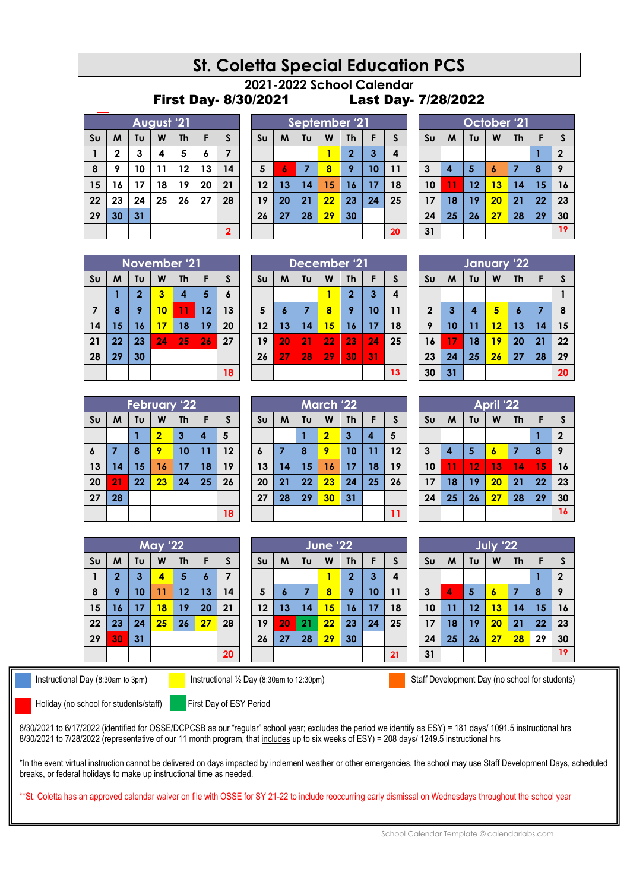# St. Coletta Special Education PCS

## 2021-2022 School Calendar

**First Day- 8/30/2021** **Last Day- 7/28/2022**

### August '21

| Su | M | Tu | W | Th | F | S |
|---|---|---|---|---|---|---|
| 1 | 2 | 3 | 4 | 5 | 6 | 7 |
| 8 | 9 | 10 | 11 | 12 | 13 | 14 |
| 15 | 16 | 17 | 18 | 19 | 20 | 21 |
| 22 | 23 | 24 | 25 | 26 | 27 | 28 |
| 29 | 30 | 31 | | | | |
| | | | | | | 2 |

### September '21

| Su | M | Tu | W | Th | F | S |
|---|---|---|---|---|---|---|
| | | | 1 | 2 | 3 | 4 |
| 5 | 6 | 7 | 8 | 9 | 10 | 11 |
| 12 | 13 | 14 | 15 | 16 | 17 | 18 |
| 19 | 20 | 21 | 22 | 23 | 24 | 25 |
| 26 | 27 | 28 | 29 | 30 | | |
| | | | | | | 20 |

### October '21

| Su | M | Tu | W | Th | F | S |
|---|---|---|---|---|---|---|
| | | | | | 1 | 2 |
| 3 | 4 | 5 | 6 | 7 | 8 | 9 |
| 10 | 11 | 12 | 13 | 14 | 15 | 16 |
| 17 | 18 | 19 | 20 | 21 | 22 | 23 |
| 24 | 25 | 26 | 27 | 28 | 29 | 30 |
| 31 | | | | | | 19 |

### November '21

| Su | M | Tu | W | Th | F | S |
|---|---|---|---|---|---|---|
| | 1 | 2 | 3 | 4 | 5 | 6 |
| 7 | 8 | 9 | 10 | 11 | 12 | 13 |
| 14 | 15 | 16 | 17 | 18 | 19 | 20 |
| 21 | 22 | 23 | 24 | 25 | 26 | 27 |
| 28 | 29 | 30 | | | | |
| | | | | | | 18 |

### December '21

| Su | M | Tu | W | Th | F | S |
|---|---|---|---|---|---|---|
| | | | 1 | 2 | 3 | 4 |
| 5 | 6 | 7 | 8 | 9 | 10 | 11 |
| 12 | 13 | 14 | 15 | 16 | 17 | 18 |
| 19 | 20 | 21 | 22 | 23 | 24 | 25 |
| 26 | 27 | 28 | 29 | 30 | 31 | |
| | | | | | | 13 |

### January '22

| Su | M | Tu | W | Th | F | S |
|---|---|---|---|---|---|---|
| | | | | | | 1 |
| 2 | 3 | 4 | 5 | 6 | 7 | 8 |
| 9 | 10 | 11 | 12 | 13 | 14 | 15 |
| 16 | 17 | 18 | 19 | 20 | 21 | 22 |
| 23 | 24 | 25 | 26 | 27 | 28 | 29 |
| 30 | 31 | | | | | 20 |

### February '22

| Su | M | Tu | W | Th | F | S |
|---|---|---|---|---|---|---|
| | | 1 | 2 | 3 | 4 | 5 |
| 6 | 7 | 8 | 9 | 10 | 11 | 12 |
| 13 | 14 | 15 | 16 | 17 | 18 | 19 |
| 20 | 21 | 22 | 23 | 24 | 25 | 26 |
| 27 | 28 | | | | | |
| | | | | | | 18 |

### March '22

| Su | M | Tu | W | Th | F | S |
|---|---|---|---|---|---|---|
| | | 1 | 2 | 3 | 4 | 5 |
| 6 | 7 | 8 | 9 | 10 | 11 | 12 |
| 13 | 14 | 15 | 16 | 17 | 18 | 19 |
| 20 | 21 | 22 | 23 | 24 | 25 | 26 |
| 27 | 28 | 29 | 30 | 31 | | |
| | | | | | | 11 |

### April '22

| Su | M | Tu | W | Th | F | S |
|---|---|---|---|---|---|---|
| | | | | | 1 | 2 |
| 3 | 4 | 5 | 6 | 7 | 8 | 9 |
| 10 | 11 | 12 | 13 | 14 | 15 | 16 |
| 17 | 18 | 19 | 20 | 21 | 22 | 23 |
| 24 | 25 | 26 | 27 | 28 | 29 | 30 |
| | | | | | | 16 |

### May '22

| Su | M | Tu | W | Th | F | S |
|---|---|---|---|---|---|---|
| 1 | 2 | 3 | 4 | 5 | 6 | 7 |
| 8 | 9 | 10 | 11 | 12 | 13 | 14 |
| 15 | 16 | 17 | 18 | 19 | 20 | 21 |
| 22 | 23 | 24 | 25 | 26 | 27 | 28 |
| 29 | 30 | 31 | | | | |
| | | | | | | 20 |

### June '22

| Su | M | Tu | W | Th | F | S |
|---|---|---|---|---|---|---|
| | | | 1 | 2 | 3 | 4 |
| 5 | 6 | 7 | 8 | 9 | 10 | 11 |
| 12 | 13 | 14 | 15 | 16 | 17 | 18 |
| 19 | 20 | 21 | 22 | 23 | 24 | 25 |
| 26 | 27 | 28 | 29 | 30 | | |
| | | | | | | 21 |

### July '22

| Su | M | Tu | W | Th | F | S |
|---|---|---|---|---|---|---|
| | | | | | 1 | 2 |
| 3 | 4 | 5 | 6 | 7 | 8 | 9 |
| 10 | 11 | 12 | 13 | 14 | 15 | 16 |
| 17 | 18 | 19 | 20 | 21 | 22 | 23 |
| 24 | 25 | 26 | 27 | 28 | 29 | 30 |
| 31 | | | | | | 19 |

- Instructional Day (8:30am to 3pm)
- Instructional ½ Day (8:30am to 12:30pm)
- Staff Development Day (no school for students)
- Holiday (no school for students/staff)
- First Day of ESY Period

8/30/2021 to 6/17/2022 (identified for OSSE/DCPCSB as our "regular" school year; excludes the period we identify as ESY) = 181 days/ 1091.5 instructional hrs
8/30/2021 to 7/28/2022 (representative of our 11 month program, that includes up to six weeks of ESY) = 208 days/ 1249.5 instructional hrs

*In the event virtual instruction cannot be delivered on days impacted by inclement weather or other emergencies, the school may use Staff Development Days, scheduled breaks, or federal holidays to make up instructional time as needed.

**St. Coletta has an approved calendar waiver on file with OSSE for SY 21-22 to include reoccurring early dismissal on Wednesdays throughout the school year

School Calendar Template © calendarlabs.com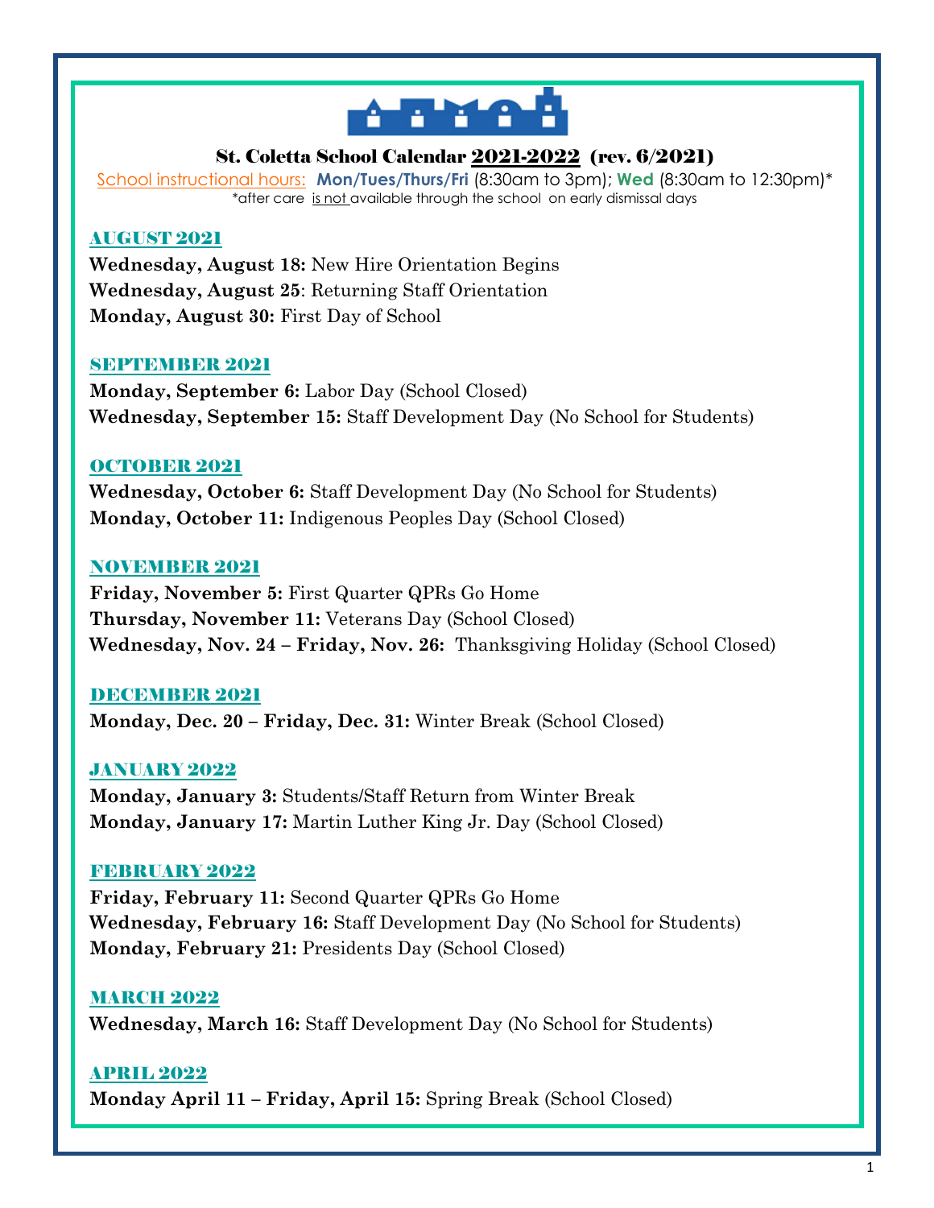# St. Coletta School Calendar 2021-2022 (rev. 6/2021)

School instructional hours: **Mon/Tues/Thurs/Fri** (8:30am to 3pm); **Wed** (8:30am to 12:30pm)*

*after care is not available through the school on early dismissal days

## AUGUST 2021

**Wednesday, August 18:** New Hire Orientation Begins
**Wednesday, August 25**: Returning Staff Orientation
**Monday, August 30:** First Day of School

## SEPTEMBER 2021

**Monday, September 6:** Labor Day (School Closed)
**Wednesday, September 15:** Staff Development Day (No School for Students)

## OCTOBER 2021

**Wednesday, October 6:** Staff Development Day (No School for Students)
**Monday, October 11:** Indigenous Peoples Day (School Closed)

## NOVEMBER 2021

**Friday, November 5:** First Quarter QPRs Go Home
**Thursday, November 11:** Veterans Day (School Closed)
**Wednesday, Nov. 24 – Friday, Nov. 26:** Thanksgiving Holiday (School Closed)

## DECEMBER 2021

**Monday, Dec. 20 – Friday, Dec. 31:** Winter Break (School Closed)

## JANUARY 2022

**Monday, January 3:** Students/Staff Return from Winter Break
**Monday, January 17:** Martin Luther King Jr. Day (School Closed)

## FEBRUARY 2022

**Friday, February 11:** Second Quarter QPRs Go Home
**Wednesday, February 16:** Staff Development Day (No School for Students)
**Monday, February 21:** Presidents Day (School Closed)

## MARCH 2022

**Wednesday, March 16:** Staff Development Day (No School for Students)

## APRIL 2022

**Monday April 11 – Friday, April 15:** Spring Break (School Closed)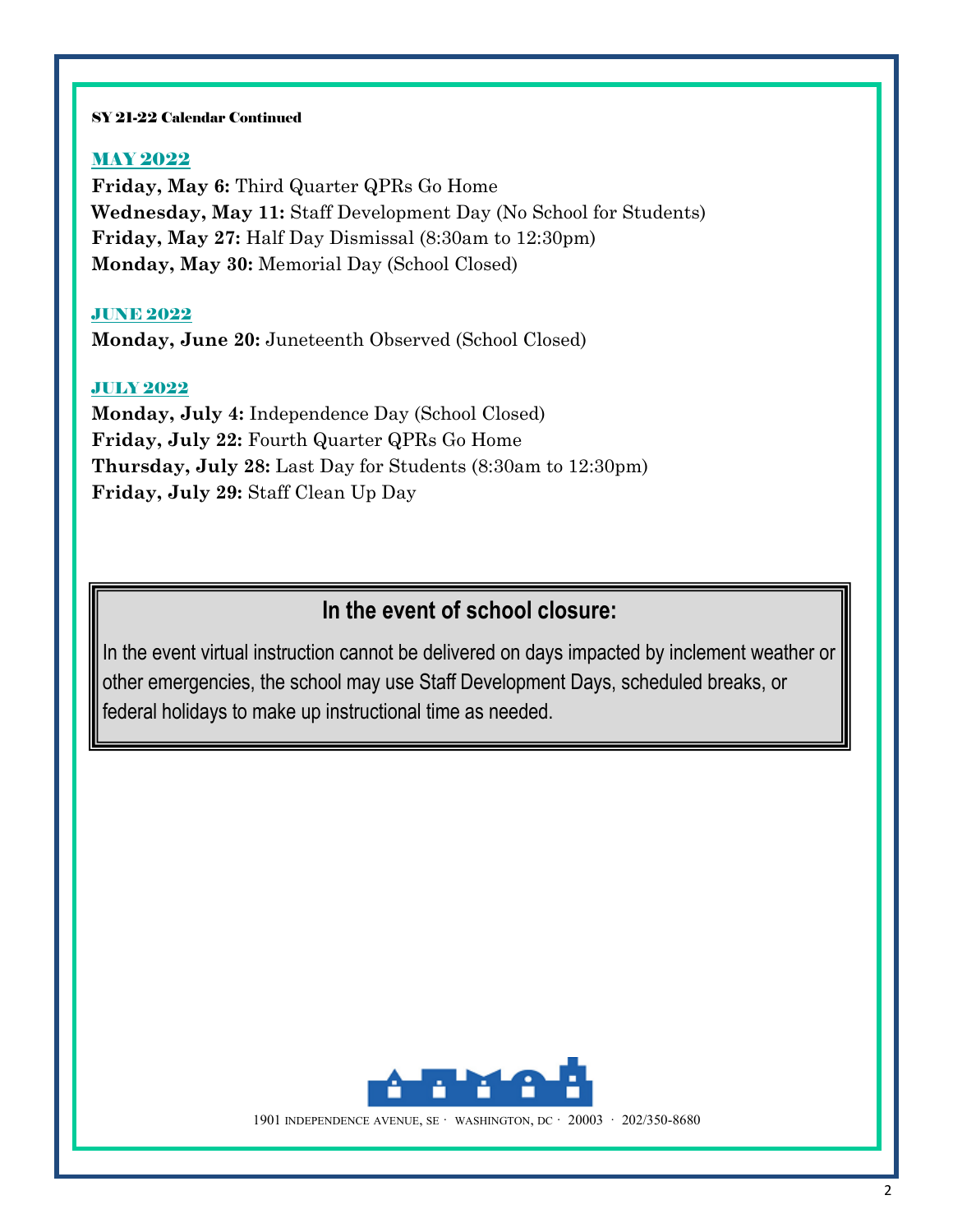SY 21-22 Calendar Continued

## MAY 2022

**Friday, May 6:** Third Quarter QPRs Go Home
**Wednesday, May 11:** Staff Development Day (No School for Students)
**Friday, May 27:** Half Day Dismissal (8:30am to 12:30pm)
**Monday, May 30:** Memorial Day (School Closed)

## JUNE 2022

**Monday, June 20:** Juneteenth Observed (School Closed)

## JULY 2022

**Monday, July 4:** Independence Day (School Closed)
**Friday, July 22:** Fourth Quarter QPRs Go Home
**Thursday, July 28:** Last Day for Students (8:30am to 12:30pm)
**Friday, July 29:** Staff Clean Up Day

## In the event of school closure:

In the event virtual instruction cannot be delivered on days impacted by inclement weather or other emergencies, the school may use Staff Development Days, scheduled breaks, or federal holidays to make up instructional time as needed.

1901 INDEPENDENCE AVENUE, SE · WASHINGTON, DC · 20003 · 202/350-8680